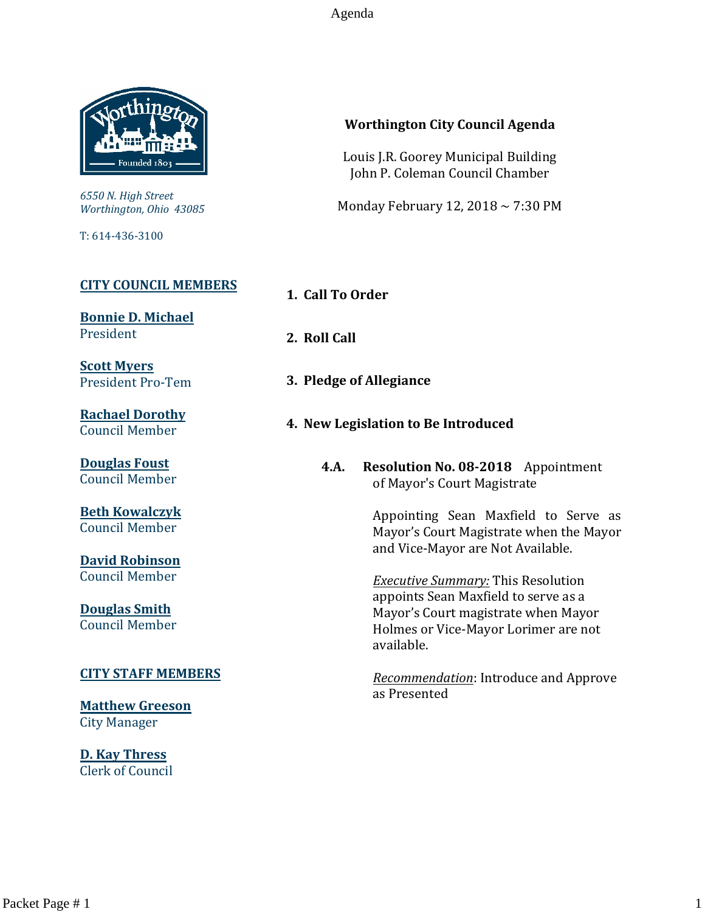# Worthington City Council Agenda

Louis J.R. Goorey Municipal Building
John P. Coleman Council Chamber

Monday February 12, 2018 ~ 7:30 PM

*6550 N. High Street*
*Worthington, Ohio 43085*

T: 614-436-3100

**CITY COUNCIL MEMBERS**

**Bonnie D. Michael**
President

**Scott Myers**
President Pro-Tem

**Rachael Dorothy**
Council Member

**Douglas Foust**
Council Member

**Beth Kowalczyk**
Council Member

**David Robinson**
Council Member

**Douglas Smith**
Council Member

**CITY STAFF MEMBERS**

**Matthew Greeson**
City Manager

**D. Kay Thress**
Clerk of Council

1. **Call To Order**

2. **Roll Call**

3. **Pledge of Allegiance**

4. **New Legislation to Be Introduced**

**4.A. Resolution No. 08-2018** Appointment of Mayor's Court Magistrate

Appointing Sean Maxfield to Serve as Mayor's Court Magistrate when the Mayor and Vice-Mayor are Not Available.

*Executive Summary:* This Resolution appoints Sean Maxfield to serve as a Mayor's Court magistrate when Mayor Holmes or Vice-Mayor Lorimer are not available.

*Recommendation*: Introduce and Approve as Presented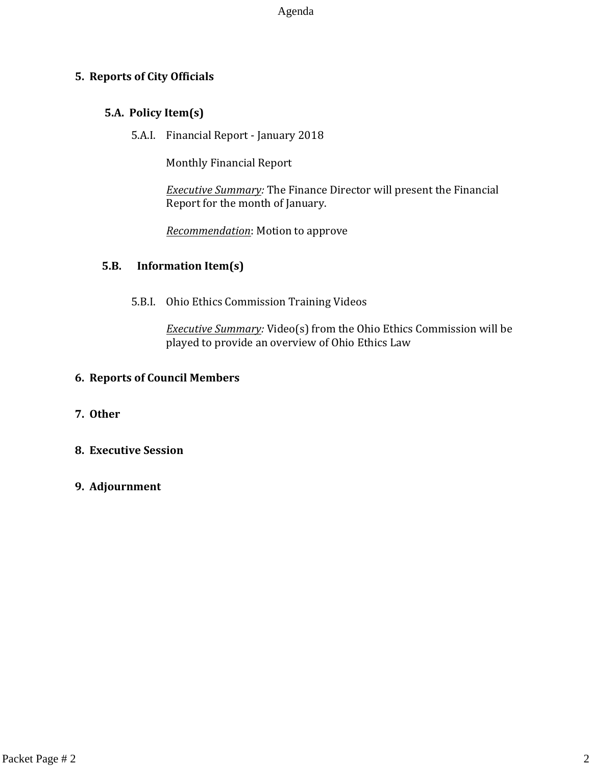## 5. Reports of City Officials

### 5.A. Policy Item(s)

5.A.I. Financial Report - January 2018

Monthly Financial Report

*Executive Summary:* The Finance Director will present the Financial Report for the month of January.

*Recommendation*: Motion to approve

### 5.B. Information Item(s)

5.B.I. Ohio Ethics Commission Training Videos

*Executive Summary:* Video(s) from the Ohio Ethics Commission will be played to provide an overview of Ohio Ethics Law

## 6. Reports of Council Members

## 7. Other

## 8. Executive Session

## 9. Adjournment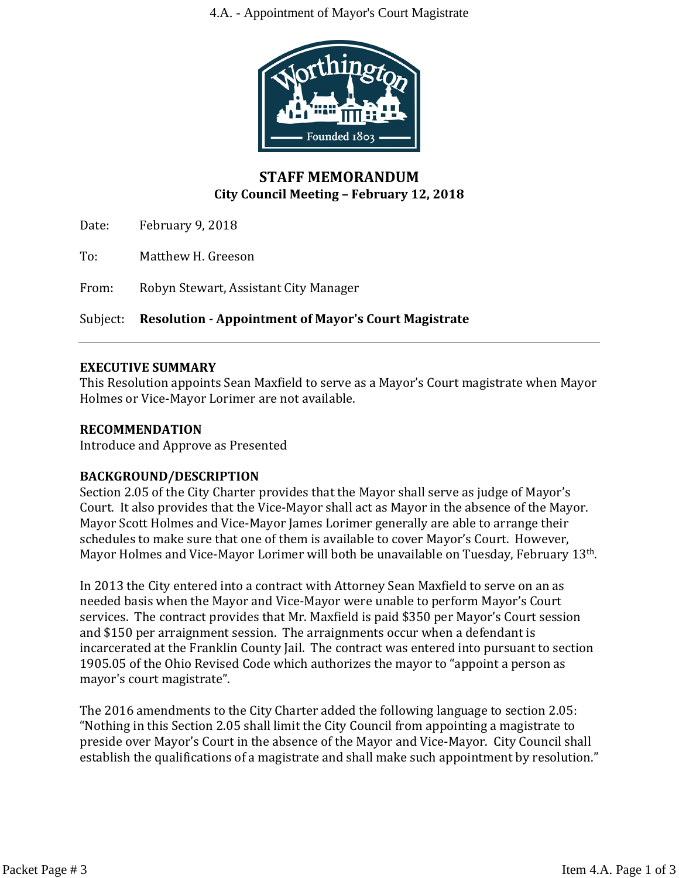## STAFF MEMORANDUM

**City Council Meeting – February 12, 2018**

Date: February 9, 2018

To: Matthew H. Greeson

From: Robyn Stewart, Assistant City Manager

Subject: **Resolution - Appointment of Mayor's Court Magistrate**

---

**EXECUTIVE SUMMARY**

This Resolution appoints Sean Maxfield to serve as a Mayor's Court magistrate when Mayor Holmes or Vice-Mayor Lorimer are not available.

**RECOMMENDATION**

Introduce and Approve as Presented

**BACKGROUND/DESCRIPTION**

Section 2.05 of the City Charter provides that the Mayor shall serve as judge of Mayor's Court. It also provides that the Vice-Mayor shall act as Mayor in the absence of the Mayor. Mayor Scott Holmes and Vice-Mayor James Lorimer generally are able to arrange their schedules to make sure that one of them is available to cover Mayor's Court. However, Mayor Holmes and Vice-Mayor Lorimer will both be unavailable on Tuesday, February 13th.

In 2013 the City entered into a contract with Attorney Sean Maxfield to serve on an as needed basis when the Mayor and Vice-Mayor were unable to perform Mayor's Court services. The contract provides that Mr. Maxfield is paid $350 per Mayor's Court session and $150 per arraignment session. The arraignments occur when a defendant is incarcerated at the Franklin County Jail. The contract was entered into pursuant to section 1905.05 of the Ohio Revised Code which authorizes the mayor to "appoint a person as mayor's court magistrate".

The 2016 amendments to the City Charter added the following language to section 2.05: "Nothing in this Section 2.05 shall limit the City Council from appointing a magistrate to preside over Mayor's Court in the absence of the Mayor and Vice-Mayor. City Council shall establish the qualifications of a magistrate and shall make such appointment by resolution."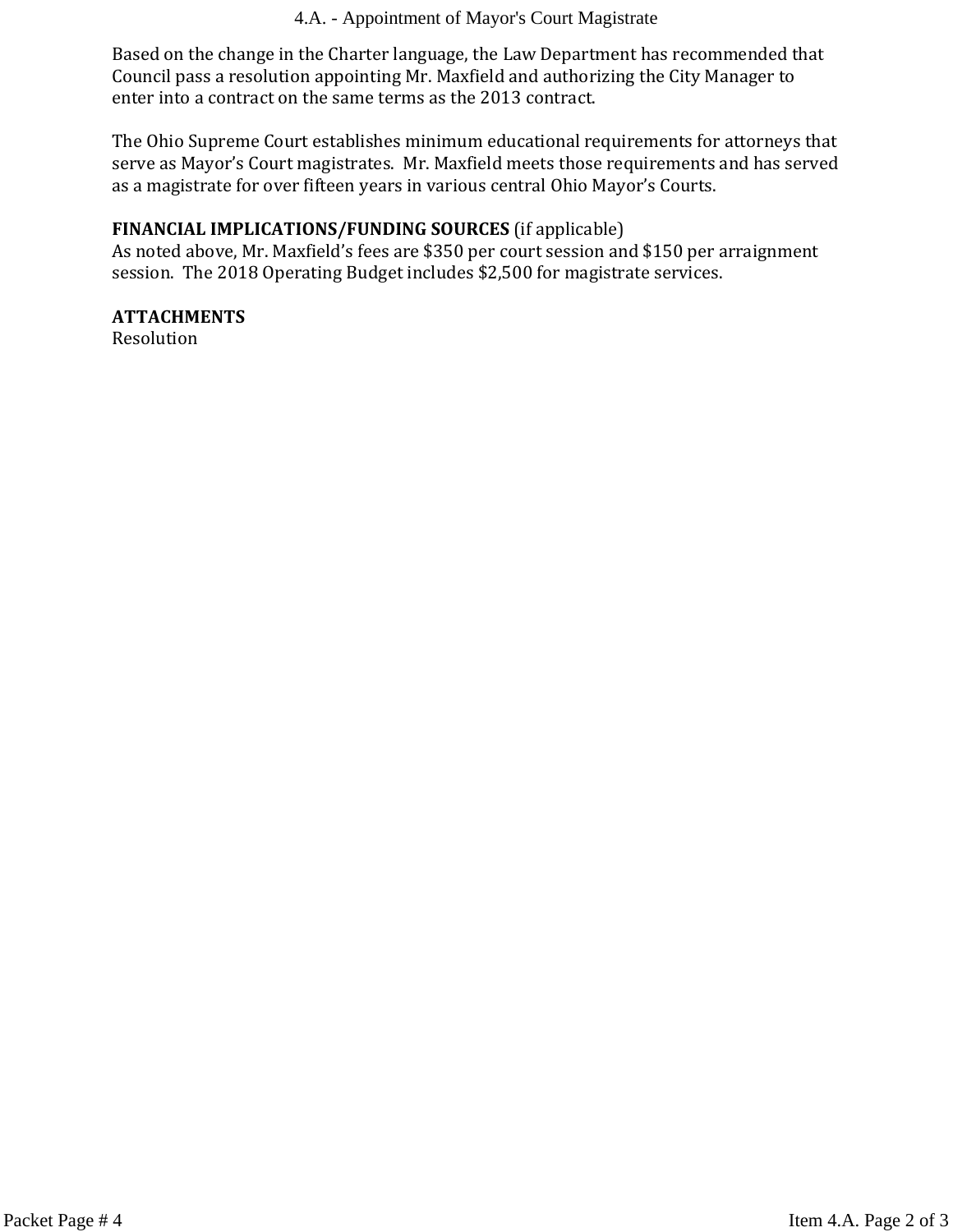Based on the change in the Charter language, the Law Department has recommended that Council pass a resolution appointing Mr. Maxfield and authorizing the City Manager to enter into a contract on the same terms as the 2013 contract.

The Ohio Supreme Court establishes minimum educational requirements for attorneys that serve as Mayor's Court magistrates. Mr. Maxfield meets those requirements and has served as a magistrate for over fifteen years in various central Ohio Mayor's Courts.

**FINANCIAL IMPLICATIONS/FUNDING SOURCES** (if applicable)
As noted above, Mr. Maxfield's fees are $350 per court session and $150 per arraignment session. The 2018 Operating Budget includes $2,500 for magistrate services.

**ATTACHMENTS**
Resolution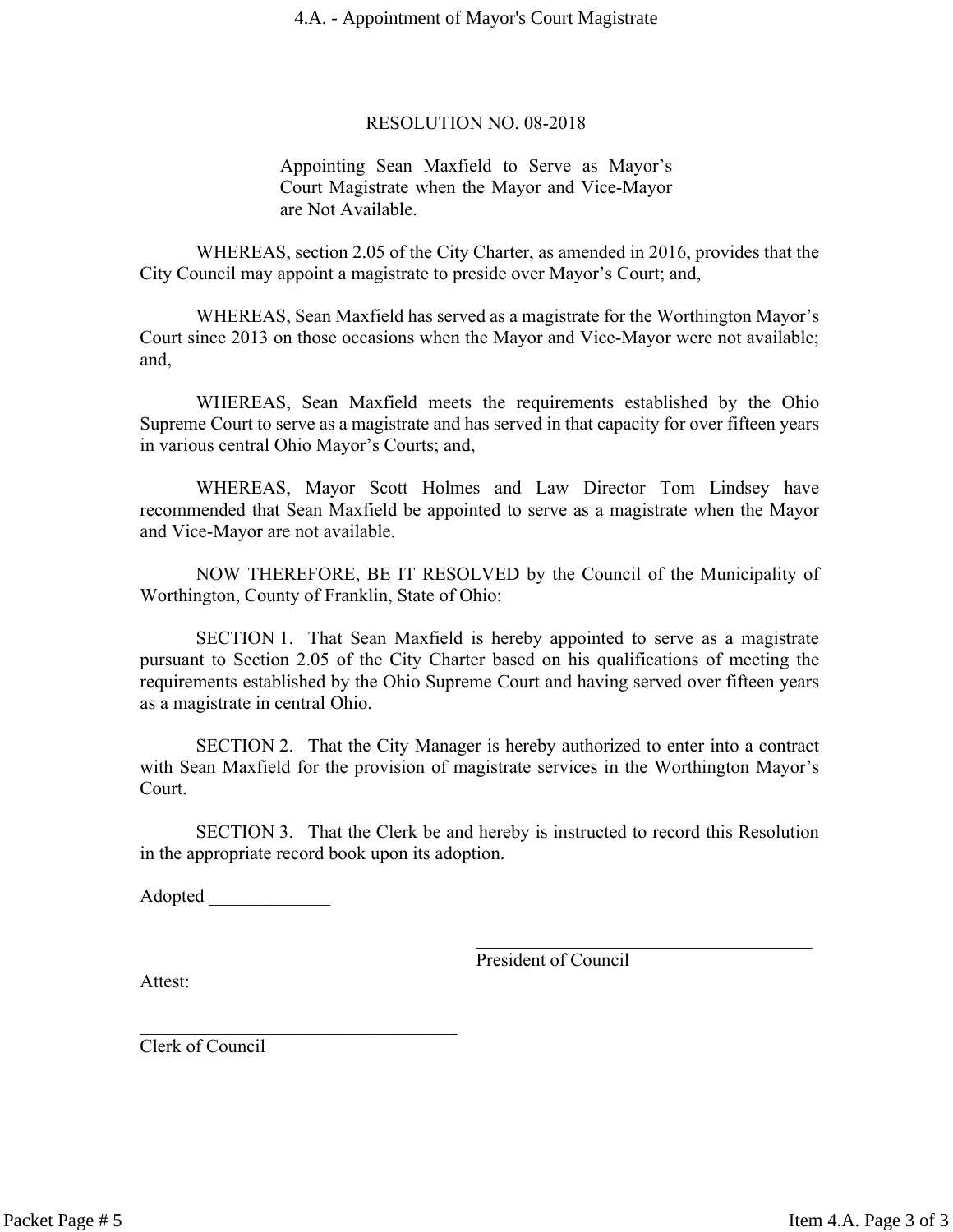# RESOLUTION NO. 08-2018

Appointing Sean Maxfield to Serve as Mayor's Court Magistrate when the Mayor and Vice-Mayor are Not Available.

WHEREAS, section 2.05 of the City Charter, as amended in 2016, provides that the City Council may appoint a magistrate to preside over Mayor's Court; and,

WHEREAS, Sean Maxfield has served as a magistrate for the Worthington Mayor's Court since 2013 on those occasions when the Mayor and Vice-Mayor were not available; and,

WHEREAS, Sean Maxfield meets the requirements established by the Ohio Supreme Court to serve as a magistrate and has served in that capacity for over fifteen years in various central Ohio Mayor's Courts; and,

WHEREAS, Mayor Scott Holmes and Law Director Tom Lindsey have recommended that Sean Maxfield be appointed to serve as a magistrate when the Mayor and Vice-Mayor are not available.

NOW THEREFORE, BE IT RESOLVED by the Council of the Municipality of Worthington, County of Franklin, State of Ohio:

SECTION 1. That Sean Maxfield is hereby appointed to serve as a magistrate pursuant to Section 2.05 of the City Charter based on his qualifications of meeting the requirements established by the Ohio Supreme Court and having served over fifteen years as a magistrate in central Ohio.

SECTION 2. That the City Manager is hereby authorized to enter into a contract with Sean Maxfield for the provision of magistrate services in the Worthington Mayor's Court.

SECTION 3. That the Clerk be and hereby is instructed to record this Resolution in the appropriate record book upon its adoption.

Adopted _____________

_______________________________________
President of Council

Attest:

___________________________________
Clerk of Council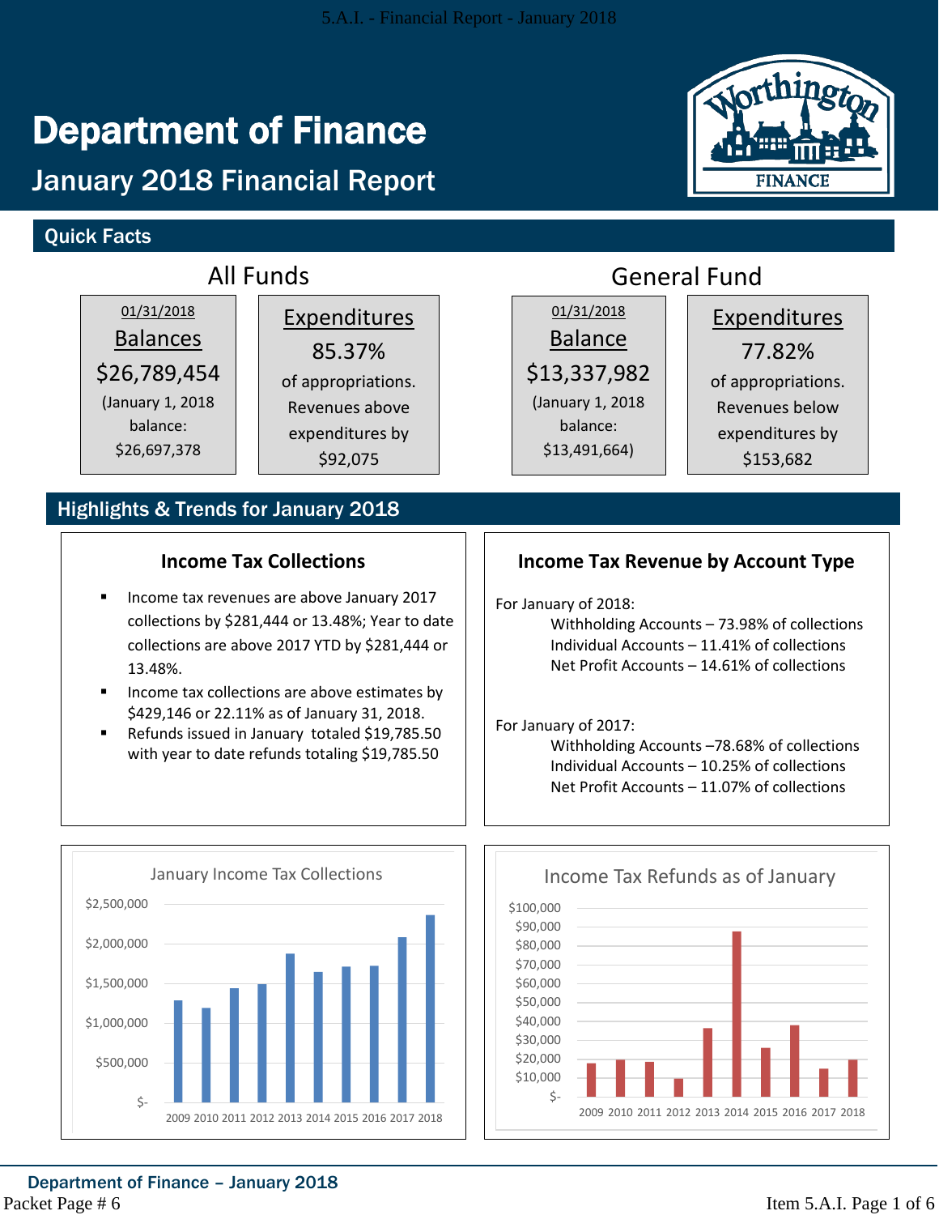# Department of Finance

## January 2018 Financial Report

### Quick Facts

**All Funds**

01/31/2018
Balances
$26,789,454
(January 1, 2018 balance: $26,697,378

Expenditures
85.37%
of appropriations. Revenues above expenditures by $92,075

**General Fund**

01/31/2018
Balance
$13,337,982
(January 1, 2018 balance: $13,491,664)

Expenditures
77.82%
of appropriations. Revenues below expenditures by $153,682

### Highlights & Trends for January 2018

#### Income Tax Collections

- Income tax revenues are above January 2017 collections by $281,444 or 13.48%; Year to date collections are above 2017 YTD by $281,444 or 13.48%.
- Income tax collections are above estimates by $429,146 or 22.11% as of January 31, 2018.
- Refunds issued in January totaled $19,785.50 with year to date refunds totaling $19,785.50

#### Income Tax Revenue by Account Type

For January of 2018:

- Withholding Accounts – 73.98% of collections
- Individual Accounts – 11.41% of collections
- Net Profit Accounts – 14.61% of collections

For January of 2017:

- Withholding Accounts –78.68% of collections
- Individual Accounts – 10.25% of collections
- Net Profit Accounts – 11.07% of collections

**January Income Tax Collections**

(Bar chart: 2009–2018; y-axis $- to $2,500,000)

**Income Tax Refunds as of January**

(Bar chart: 2009–2018; y-axis $- to $100,000)

Department of Finance – January 2018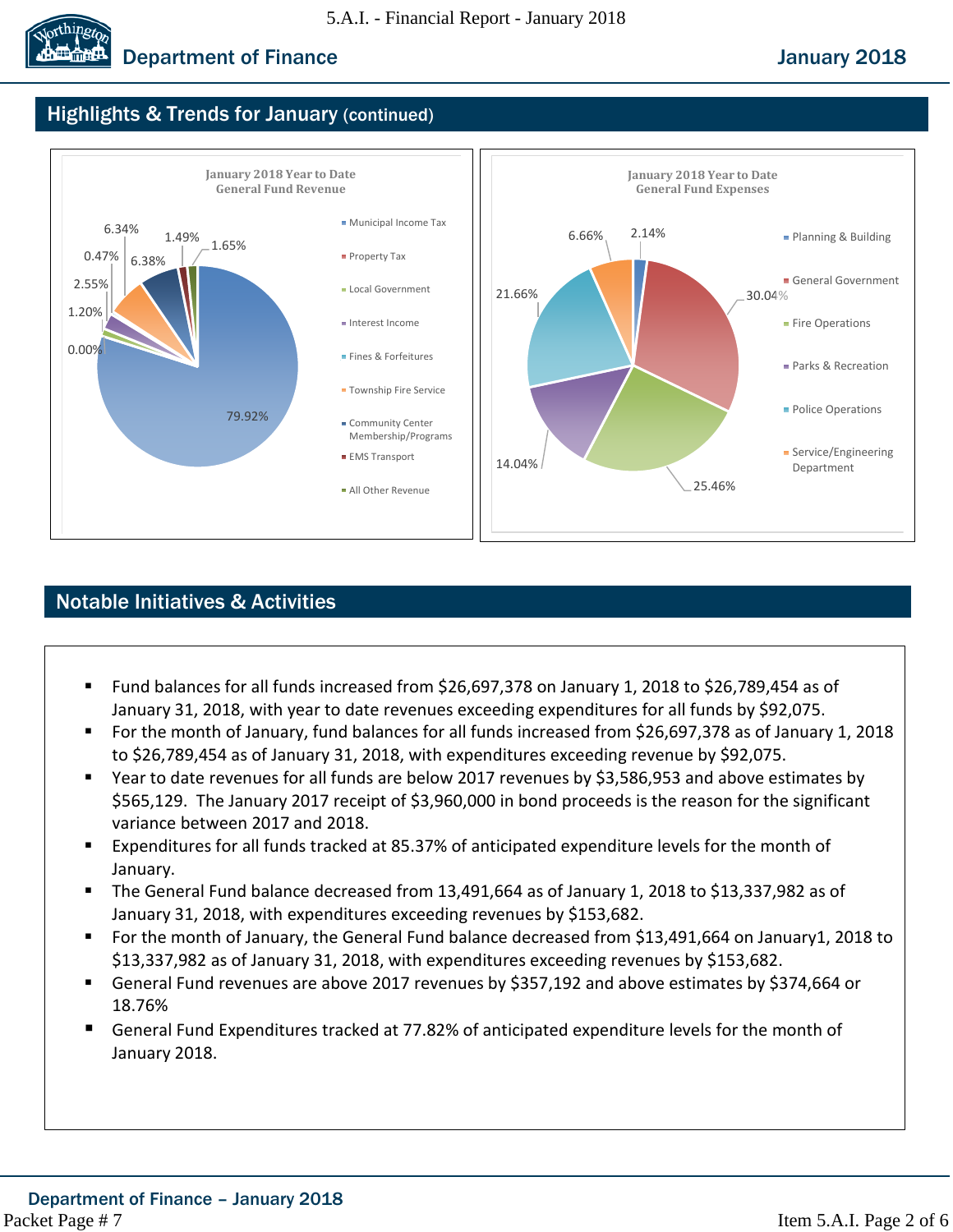## Highlights & Trends for January (continued)

**January 2018 Year to Date General Fund Revenue**

| Category | Percentage |
|---|---|
| Municipal Income Tax | 79.92% |
| Property Tax | 0.00% |
| Local Government | 1.20% |
| Interest Income | 2.55% |
| Fines & Forfeitures | 0.47% |
| Township Fire Service | 6.34% |
| Community Center Membership/Programs | 6.38% |
| EMS Transport | 1.49% |
| All Other Revenue | 1.65% |

**January 2018 Year to Date General Fund Expenses**

| Category | Percentage |
|---|---|
| Planning & Building | 2.14% |
| General Government | 30.04% |
| Fire Operations | 25.46% |
| Parks & Recreation | 14.04% |
| Police Operations | 21.66% |
| Service/Engineering Department | 6.66% |

## Notable Initiatives & Activities

- Fund balances for all funds increased from $26,697,378 on January 1, 2018 to $26,789,454 as of January 31, 2018, with year to date revenues exceeding expenditures for all funds by $92,075.
- For the month of January, fund balances for all funds increased from $26,697,378 as of January 1, 2018 to $26,789,454 as of January 31, 2018, with expenditures exceeding revenue by $92,075.
- Year to date revenues for all funds are below 2017 revenues by $3,586,953 and above estimates by $565,129. The January 2017 receipt of $3,960,000 in bond proceeds is the reason for the significant variance between 2017 and 2018.
- Expenditures for all funds tracked at 85.37% of anticipated expenditure levels for the month of January.
- The General Fund balance decreased from 13,491,664 as of January 1, 2018 to $13,337,982 as of January 31, 2018, with expenditures exceeding revenues by $153,682.
- For the month of January, the General Fund balance decreased from $13,491,664 on January1, 2018 to $13,337,982 as of January 31, 2018, with expenditures exceeding revenues by $153,682.
- General Fund revenues are above 2017 revenues by $357,192 and above estimates by $374,664 or 18.76%
- General Fund Expenditures tracked at 77.82% of anticipated expenditure levels for the month of January 2018.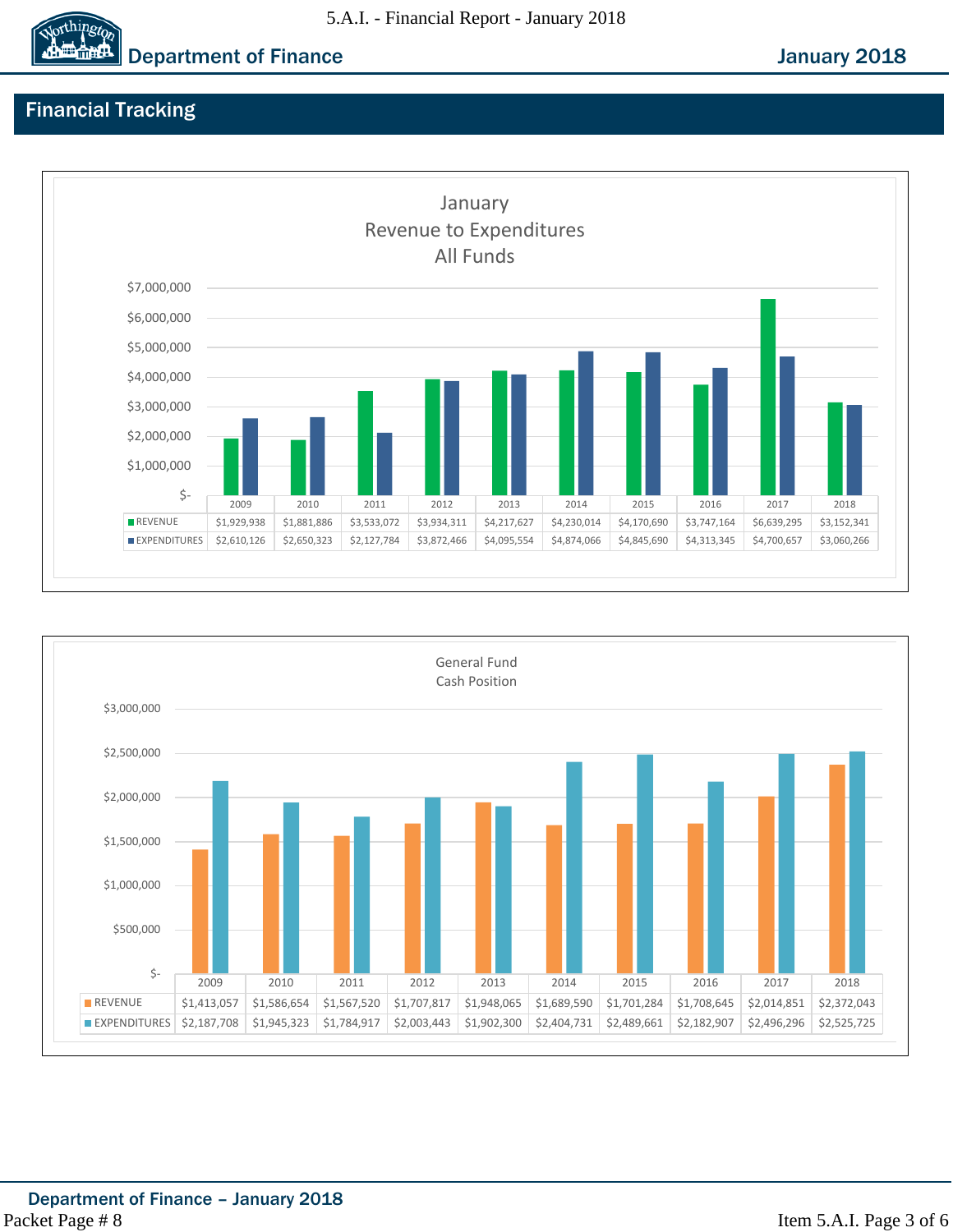## Financial Tracking

### January Revenue to Expenditures All Funds

| | 2009 | 2010 | 2011 | 2012 | 2013 | 2014 | 2015 | 2016 | 2017 | 2018 |
|---|---|---|---|---|---|---|---|---|---|---|
| REVENUE | $1,929,938 | $1,881,886 | $3,533,072 | $3,934,311 | $4,217,627 | $4,230,014 | $4,170,690 | $3,747,164 | $6,639,295 | $3,152,341 |
| EXPENDITURES | $2,610,126 | $2,650,323 | $2,127,784 | $3,872,466 | $4,095,554 | $4,874,066 | $4,845,690 | $4,313,345 | $4,700,657 | $3,060,266 |

### General Fund Cash Position

| | 2009 | 2010 | 2011 | 2012 | 2013 | 2014 | 2015 | 2016 | 2017 | 2018 |
|---|---|---|---|---|---|---|---|---|---|---|
| REVENUE | $1,413,057 | $1,586,654 | $1,567,520 | $1,707,817 | $1,948,065 | $1,689,590 | $1,701,284 | $1,708,645 | $2,014,851 | $2,372,043 |
| EXPENDITURES | $2,187,708 | $1,945,323 | $1,784,917 | $2,003,443 | $1,902,300 | $2,404,731 | $2,489,661 | $2,182,907 | $2,496,296 | $2,525,725 |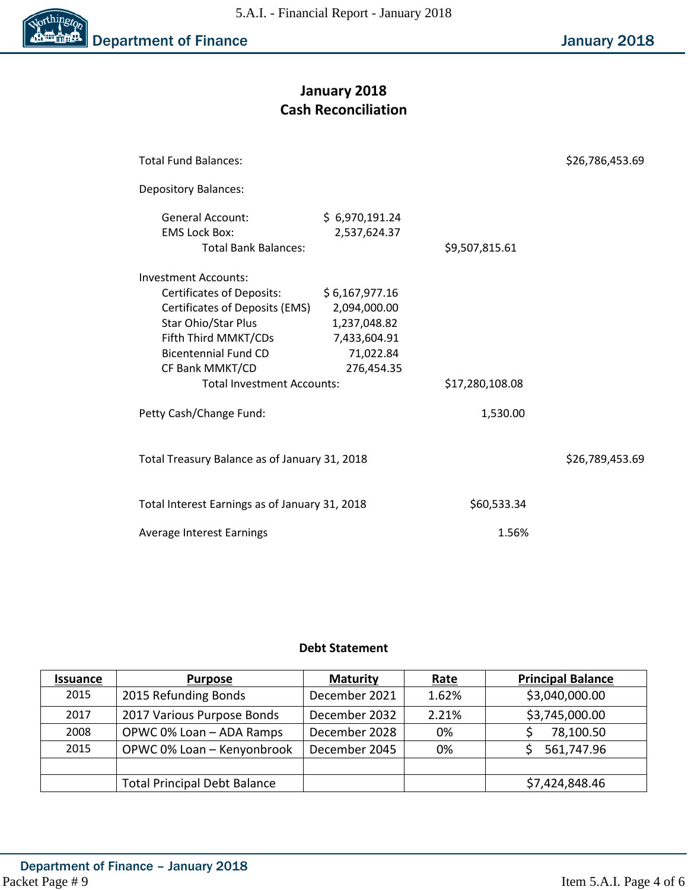## January 2018
## Cash Reconciliation

| | | | |
|---|---|---|---|
| Total Fund Balances: | | | $26,786,453.69 |
| Depository Balances: | | | |
| General Account: | $ 6,970,191.24 | | |
| EMS Lock Box: | 2,537,624.37 | | |
| Total Bank Balances: | | $9,507,815.61 | |
| Investment Accounts: | | | |
| Certificates of Deposits: | $ 6,167,977.16 | | |
| Certificates of Deposits (EMS) | 2,094,000.00 | | |
| Star Ohio/Star Plus | 1,237,048.82 | | |
| Fifth Third MMKT/CDs | 7,433,604.91 | | |
| Bicentennial Fund CD | 71,022.84 | | |
| CF Bank MMKT/CD | 276,454.35 | | |
| Total Investment Accounts: | | $17,280,108.08 | |
| Petty Cash/Change Fund: | | 1,530.00 | |
| Total Treasury Balance as of January 31, 2018 | | | $26,789,453.69 |
| Total Interest Earnings as of January 31, 2018 | | $60,533.34 | |
| Average Interest Earnings | | 1.56% | |

### Debt Statement

| Issuance | Purpose | Maturity | Rate | Principal Balance |
|---|---|---|---|---|
| 2015 | 2015 Refunding Bonds | December 2021 | 1.62% | $3,040,000.00 |
| 2017 | 2017 Various Purpose Bonds | December 2032 | 2.21% | $3,745,000.00 |
| 2008 | OPWC 0% Loan – ADA Ramps | December 2028 | 0% | $ 78,100.50 |
| 2015 | OPWC 0% Loan – Kenyonbrook | December 2045 | 0% | $ 561,747.96 |
| | | | | |
| | Total Principal Debt Balance | | | $7,424,848.46 |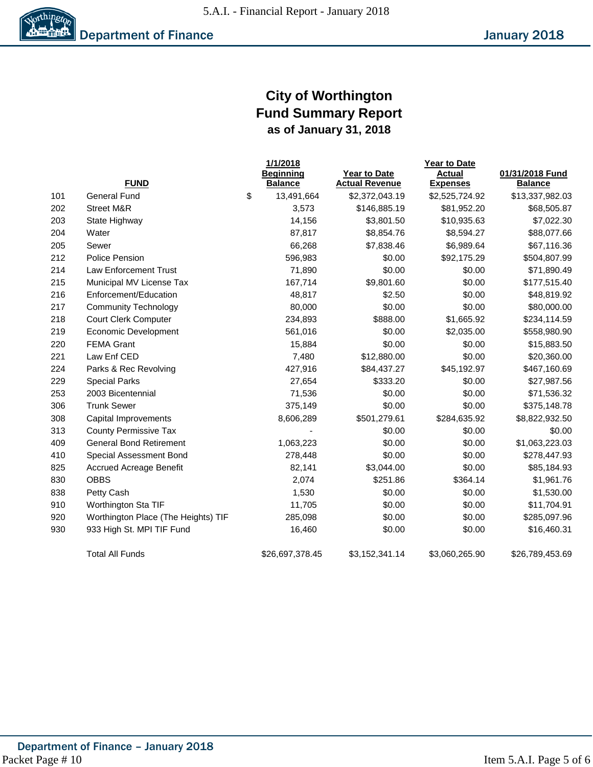# City of Worthington
## Fund Summary Report
### as of January 31, 2018

| | FUND | 1/1/2018 Beginning Balance | Year to Date Actual Revenue | Year to Date Actual Expenses | 01/31/2018 Fund Balance |
|---|---|---|---|---|---|
| 101 | General Fund | $ 13,491,664 | $2,372,043.19 | $2,525,724.92 | $13,337,982.03 |
| 202 | Street M&R | 3,573 | $146,885.19 | $81,952.20 | $68,505.87 |
| 203 | State Highway | 14,156 | $3,801.50 | $10,935.63 | $7,022.30 |
| 204 | Water | 87,817 | $8,854.76 | $8,594.27 | $88,077.66 |
| 205 | Sewer | 66,268 | $7,838.46 | $6,989.64 | $67,116.36 |
| 212 | Police Pension | 596,983 | $0.00 | $92,175.29 | $504,807.99 |
| 214 | Law Enforcement Trust | 71,890 | $0.00 | $0.00 | $71,890.49 |
| 215 | Municipal MV License Tax | 167,714 | $9,801.60 | $0.00 | $177,515.40 |
| 216 | Enforcement/Education | 48,817 | $2.50 | $0.00 | $48,819.92 |
| 217 | Community Technology | 80,000 | $0.00 | $0.00 | $80,000.00 |
| 218 | Court Clerk Computer | 234,893 | $888.00 | $1,665.92 | $234,114.59 |
| 219 | Economic Development | 561,016 | $0.00 | $2,035.00 | $558,980.90 |
| 220 | FEMA Grant | 15,884 | $0.00 | $0.00 | $15,883.50 |
| 221 | Law Enf CED | 7,480 | $12,880.00 | $0.00 | $20,360.00 |
| 224 | Parks & Rec Revolving | 427,916 | $84,437.27 | $45,192.97 | $467,160.69 |
| 229 | Special Parks | 27,654 | $333.20 | $0.00 | $27,987.56 |
| 253 | 2003 Bicentennial | 71,536 | $0.00 | $0.00 | $71,536.32 |
| 306 | Trunk Sewer | 375,149 | $0.00 | $0.00 | $375,148.78 |
| 308 | Capital Improvements | 8,606,289 | $501,279.61 | $284,635.92 | $8,822,932.50 |
| 313 | County Permissive Tax | - | $0.00 | $0.00 | $0.00 |
| 409 | General Bond Retirement | 1,063,223 | $0.00 | $0.00 | $1,063,223.03 |
| 410 | Special Assessment Bond | 278,448 | $0.00 | $0.00 | $278,447.93 |
| 825 | Accrued Acreage Benefit | 82,141 | $3,044.00 | $0.00 | $85,184.93 |
| 830 | OBBS | 2,074 | $251.86 | $364.14 | $1,961.76 |
| 838 | Petty Cash | 1,530 | $0.00 | $0.00 | $1,530.00 |
| 910 | Worthington Sta TIF | 11,705 | $0.00 | $0.00 | $11,704.91 |
| 920 | Worthington Place (The Heights) TIF | 285,098 | $0.00 | $0.00 | $285,097.96 |
| 930 | 933 High St. MPI TIF Fund | 16,460 | $0.00 | $0.00 | $16,460.31 |
| | Total All Funds | $26,697,378.45 | $3,152,341.14 | $3,060,265.90 | $26,789,453.69 |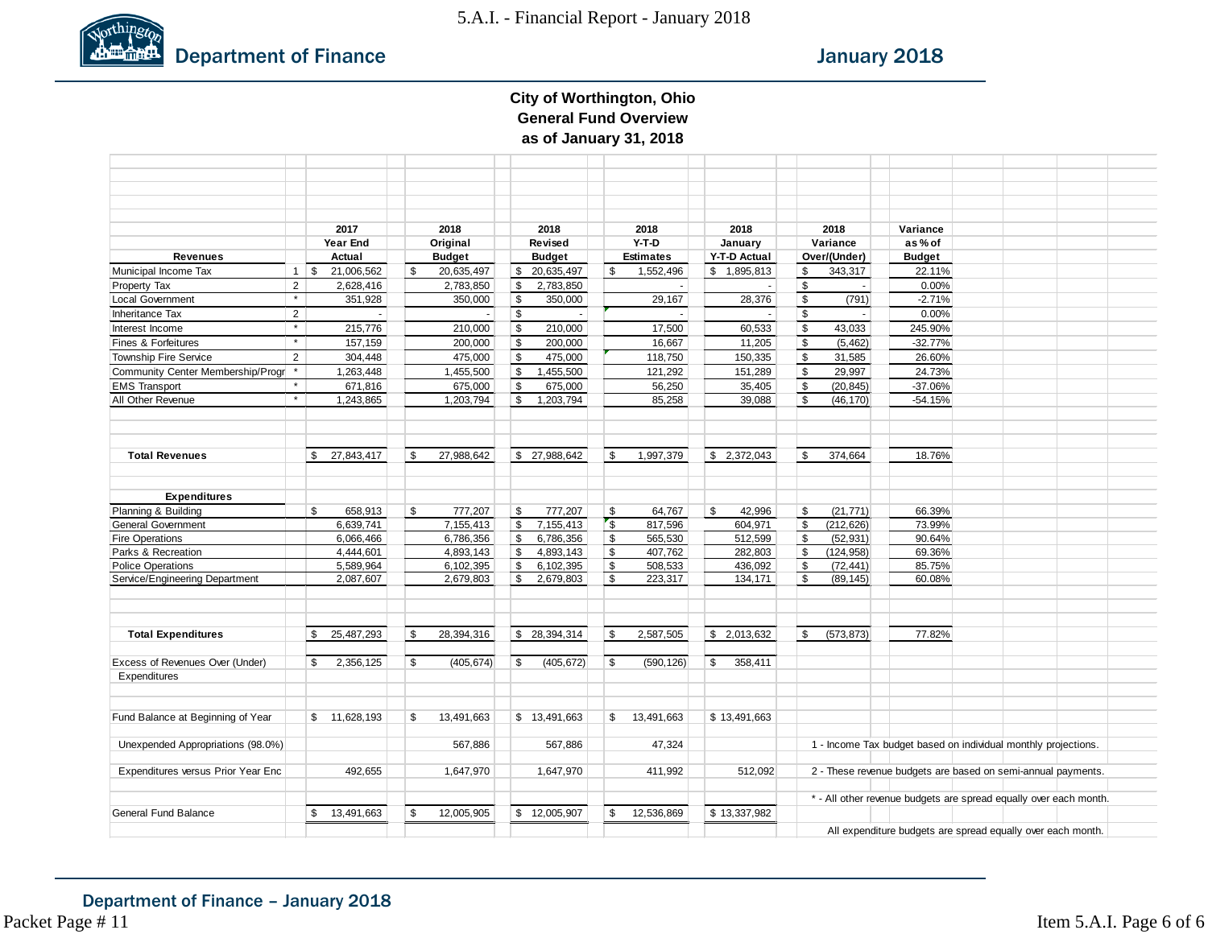# Department of Finance

**January 2018**

## City of Worthington, Ohio
## General Fund Overview
## as of January 31, 2018

| Revenues | | 2017 Year End Actual | 2018 Original Budget | 2018 Revised Budget | 2018 Y-T-D Estimates | 2018 January Y-T-D Actual | 2018 Variance Over/(Under) | Variance as % of Budget |
|---|---|---|---|---|---|---|---|---|
| Municipal Income Tax | 1 | $ 21,006,562 | $ 20,635,497 | $ 20,635,497 | $ 1,552,496 | $ 1,895,813 | $ 343,317 | 22.11% |
| Property Tax | 2 | 2,628,416 | 2,783,850 | $ 2,783,850 | - | - | $ - | 0.00% |
| Local Government | * | 351,928 | 350,000 | $ 350,000 | 29,167 | 28,376 | $ (791) | -2.71% |
| Inheritance Tax | 2 | - | - | $ - | - | - | $ - | 0.00% |
| Interest Income | * | 215,776 | 210,000 | $ 210,000 | 17,500 | 60,533 | $ 43,033 | 245.90% |
| Fines & Forfeitures | * | 157,159 | 200,000 | $ 200,000 | 16,667 | 11,205 | $ (5,462) | -32.77% |
| Township Fire Service | 2 | 304,448 | 475,000 | $ 475,000 | 118,750 | 150,335 | $ 31,585 | 26.60% |
| Community Center Membership/Progr | * | 1,263,448 | 1,455,500 | $ 1,455,500 | 121,292 | 151,289 | $ 29,997 | 24.73% |
| EMS Transport | * | 671,816 | 675,000 | $ 675,000 | 56,250 | 35,405 | $ (20,845) | -37.06% |
| All Other Revenue | * | 1,243,865 | 1,203,794 | $ 1,203,794 | 85,258 | 39,088 | $ (46,170) | -54.15% |
| **Total Revenues** | | $ 27,843,417 | $ 27,988,642 | $ 27,988,642 | $ 1,997,379 | $ 2,372,043 | $ 374,664 | 18.76% |
| **Expenditures** | | | | | | | | |
| Planning & Building | | $ 658,913 | $ 777,207 | $ 777,207 | $ 64,767 | $ 42,996 | $ (21,771) | 66.39% |
| General Government | | 6,639,741 | 7,155,413 | $ 7,155,413 | $ 817,596 | 604,971 | $ (212,626) | 73.99% |
| Fire Operations | | 6,066,466 | 6,786,356 | $ 6,786,356 | $ 565,530 | 512,599 | $ (52,931) | 90.64% |
| Parks & Recreation | | 4,444,601 | 4,893,143 | $ 4,893,143 | $ 407,762 | 282,803 | $ (124,958) | 69.36% |
| Police Operations | | 5,589,964 | 6,102,395 | $ 6,102,395 | $ 508,533 | 436,092 | $ (72,441) | 85.75% |
| Service/Engineering Department | | 2,087,607 | 2,679,803 | $ 2,679,803 | $ 223,317 | 134,171 | $ (89,145) | 60.08% |
| **Total Expenditures** | | $ 25,487,293 | $ 28,394,316 | $ 28,394,314 | $ 2,587,505 | $ 2,013,632 | $ (573,873) | 77.82% |
| Excess of Revenues Over (Under) Expenditures | | $ 2,356,125 | $ (405,674) | $ (405,672) | $ (590,126) | $ 358,411 | | |
| Fund Balance at Beginning of Year | | $ 11,628,193 | $ 13,491,663 | $ 13,491,663 | $ 13,491,663 | $ 13,491,663 | | |
| Unexpended Appropriations (98.0%) | | | 567,886 | 567,886 | 47,324 | | | |
| Expenditures versus Prior Year Enc | | 492,655 | 1,647,970 | 1,647,970 | 411,992 | 512,092 | | |
| General Fund Balance | | $ 13,491,663 | $ 12,005,905 | $ 12,005,907 | $ 12,536,869 | $ 13,337,982 | | |

1 - Income Tax budget based on individual monthly projections.

2 - These revenue budgets are based on semi-annual payments.

* - All other revenue budgets are spread equally over each month.

All expenditure budgets are spread equally over each month.